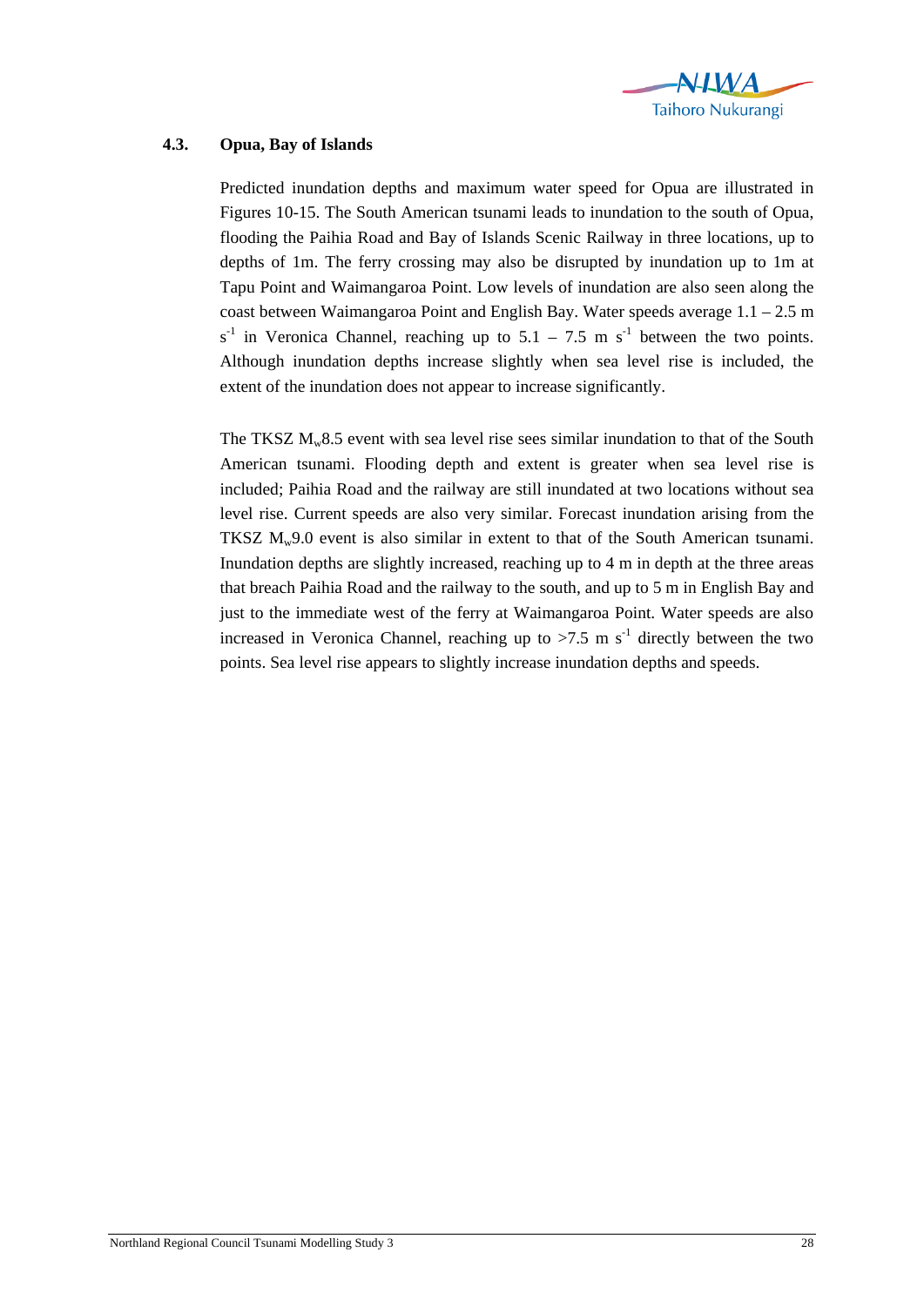## 4.3. Opua, Bay of Islands

Predicted inundation depths and maximum water speed for Opua are illustrated in Figures 10-15. The South American tsunami leads to inundation to the south of Opua, flooding the Paihia Road and Bay of Islands Scenic Railway in three locations, up to depths of 1m. The ferry crossing may also be disrupted by inundation up to 1m at Tapu Point and Waimangaroa Point. Low levels of inundation are also seen along the coast between Waimangaroa Point and English Bay. Water speeds average 1.1 – 2.5 m $s^{-1}$ in Veronica Channel, reaching up to 5.1 – 7.5 m $s^{-1}$ between the two points. Although inundation depths increase slightly when sea level rise is included, the extent of the inundation does not appear to increase significantly.

The TKSZ $M_w$8.5 event with sea level rise sees similar inundation to that of the South American tsunami. Flooding depth and extent is greater when sea level rise is included; Paihia Road and the railway are still inundated at two locations without sea level rise. Current speeds are also very similar. Forecast inundation arising from the TKSZ $M_w$9.0 event is also similar in extent to that of the South American tsunami. Inundation depths are slightly increased, reaching up to 4 m in depth at the three areas that breach Paihia Road and the railway to the south, and up to 5 m in English Bay and just to the immediate west of the ferry at Waimangaroa Point. Water speeds are also increased in Veronica Channel, reaching up to >7.5 m $s^{-1}$ directly between the two points. Sea level rise appears to slightly increase inundation depths and speeds.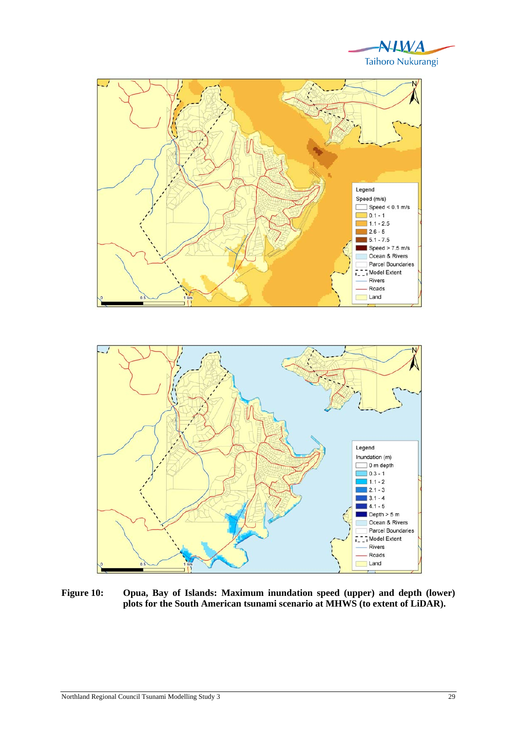**Figure 10: Opua, Bay of Islands: Maximum inundation speed (upper) and depth (lower) plots for the South American tsunami scenario at MHWS (to extent of LiDAR).**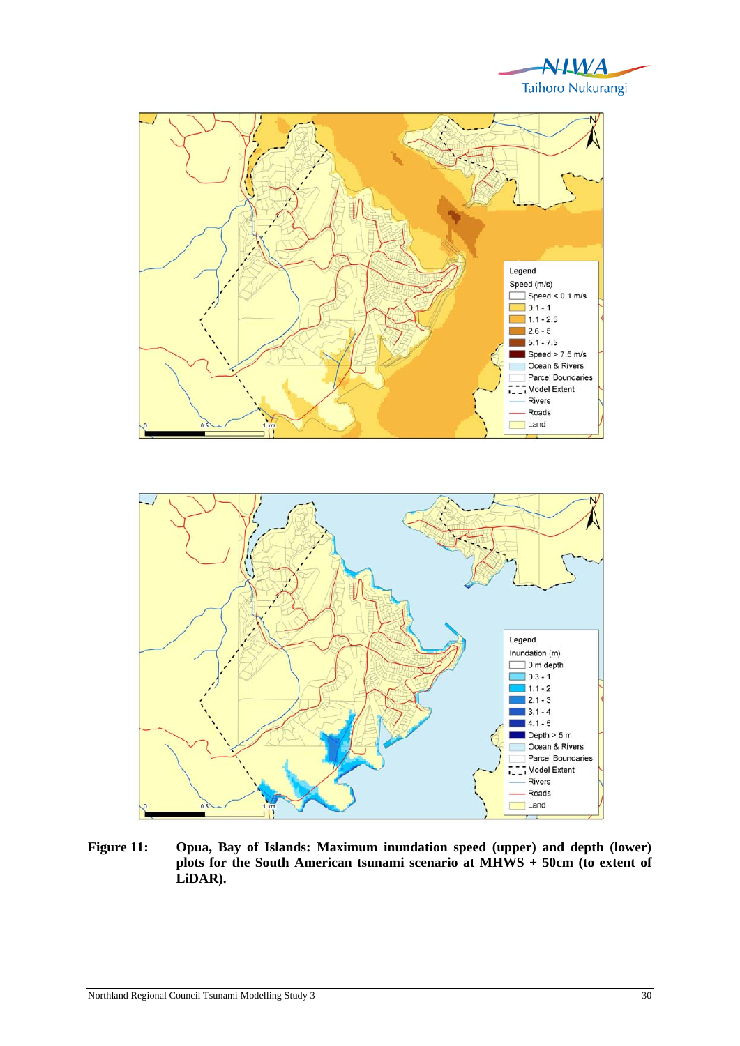**Figure 11:** **Opua, Bay of Islands: Maximum inundation speed (upper) and depth (lower) plots for the South American tsunami scenario at MHWS + 50cm (to extent of LiDAR).**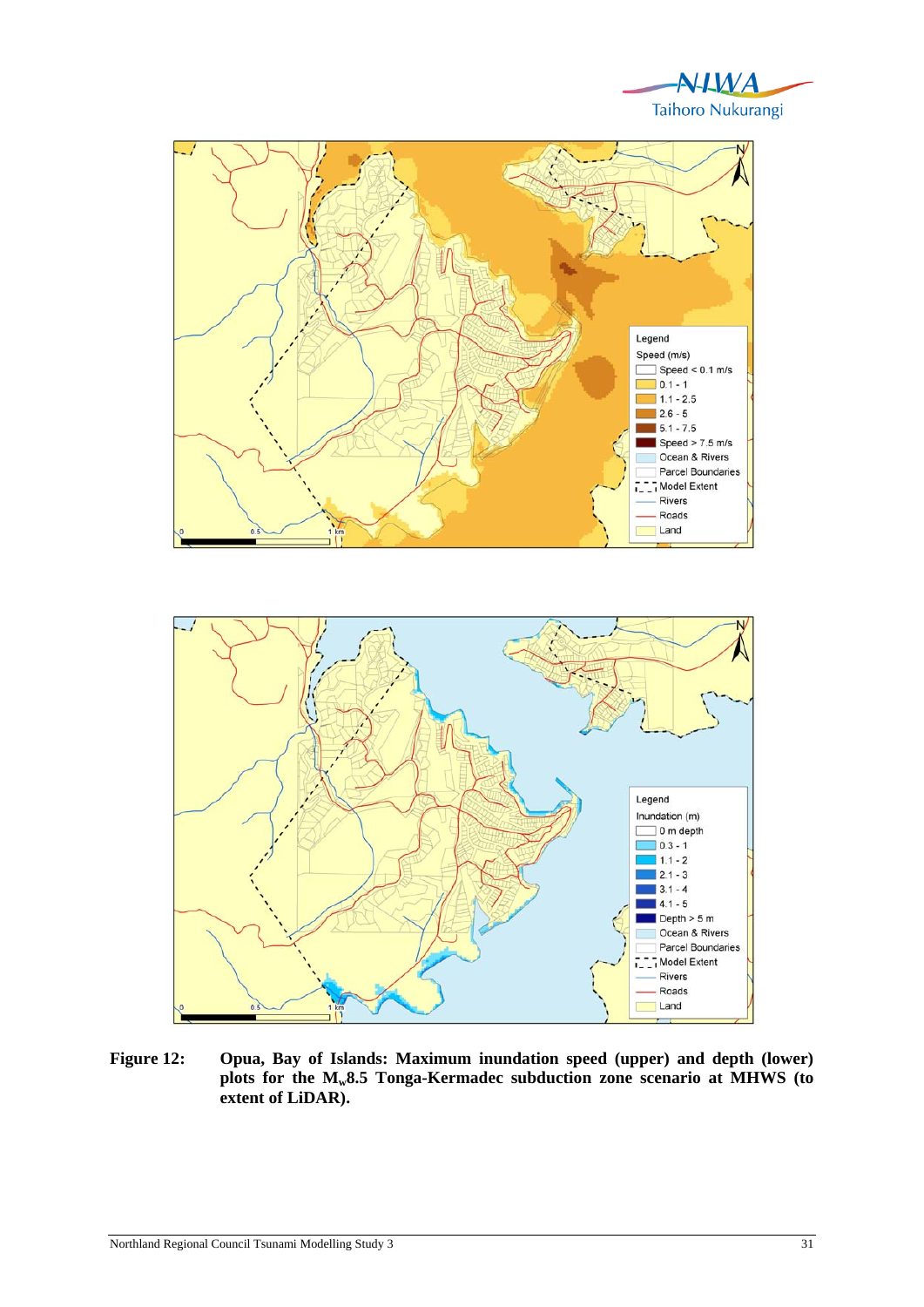**Figure 12:** **Opua, Bay of Islands: Maximum inundation speed (upper) and depth (lower) plots for the $M_w$8.5 Tonga-Kermadec subduction zone scenario at MHWS (to extent of LiDAR).**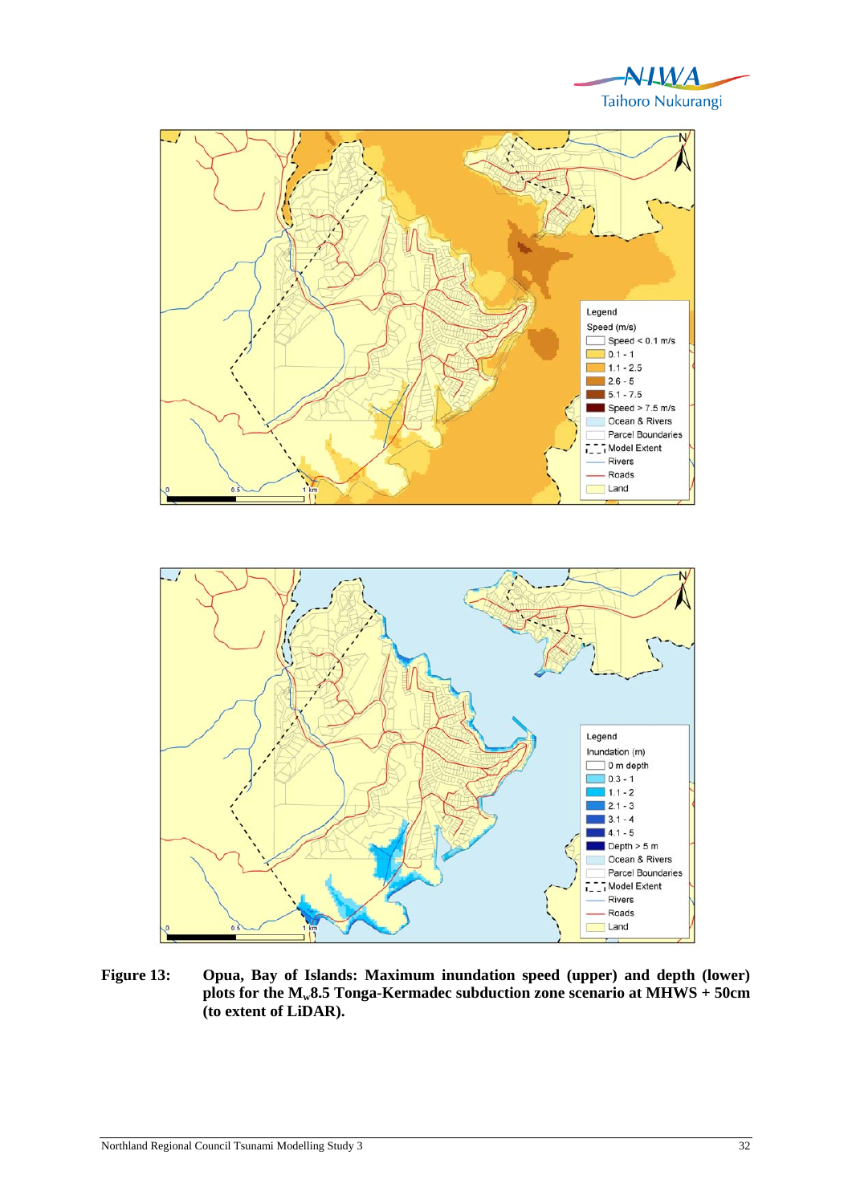**Figure 13:** **Opua, Bay of Islands: Maximum inundation speed (upper) and depth (lower) plots for the $M_w$8.5 Tonga-Kermadec subduction zone scenario at MHWS + 50cm (to extent of LiDAR).**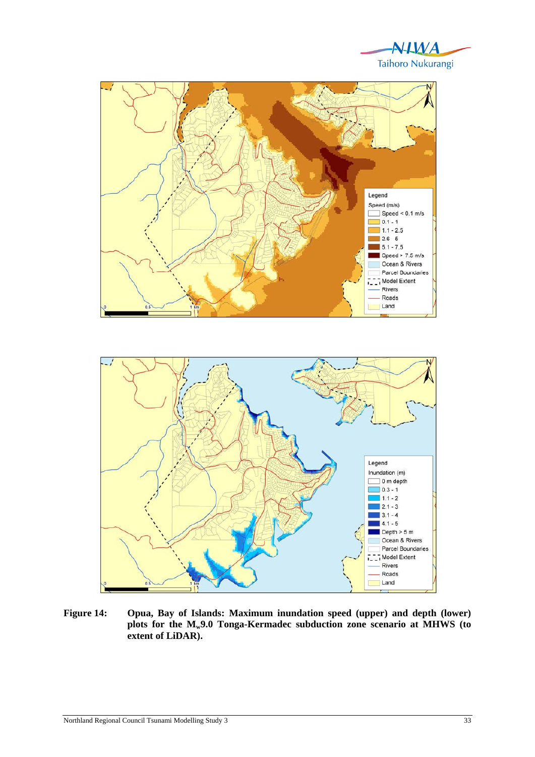**Figure 14:** **Opua, Bay of Islands: Maximum inundation speed (upper) and depth (lower) plots for the $M_w$9.0 Tonga-Kermadec subduction zone scenario at MHWS (to extent of LiDAR).**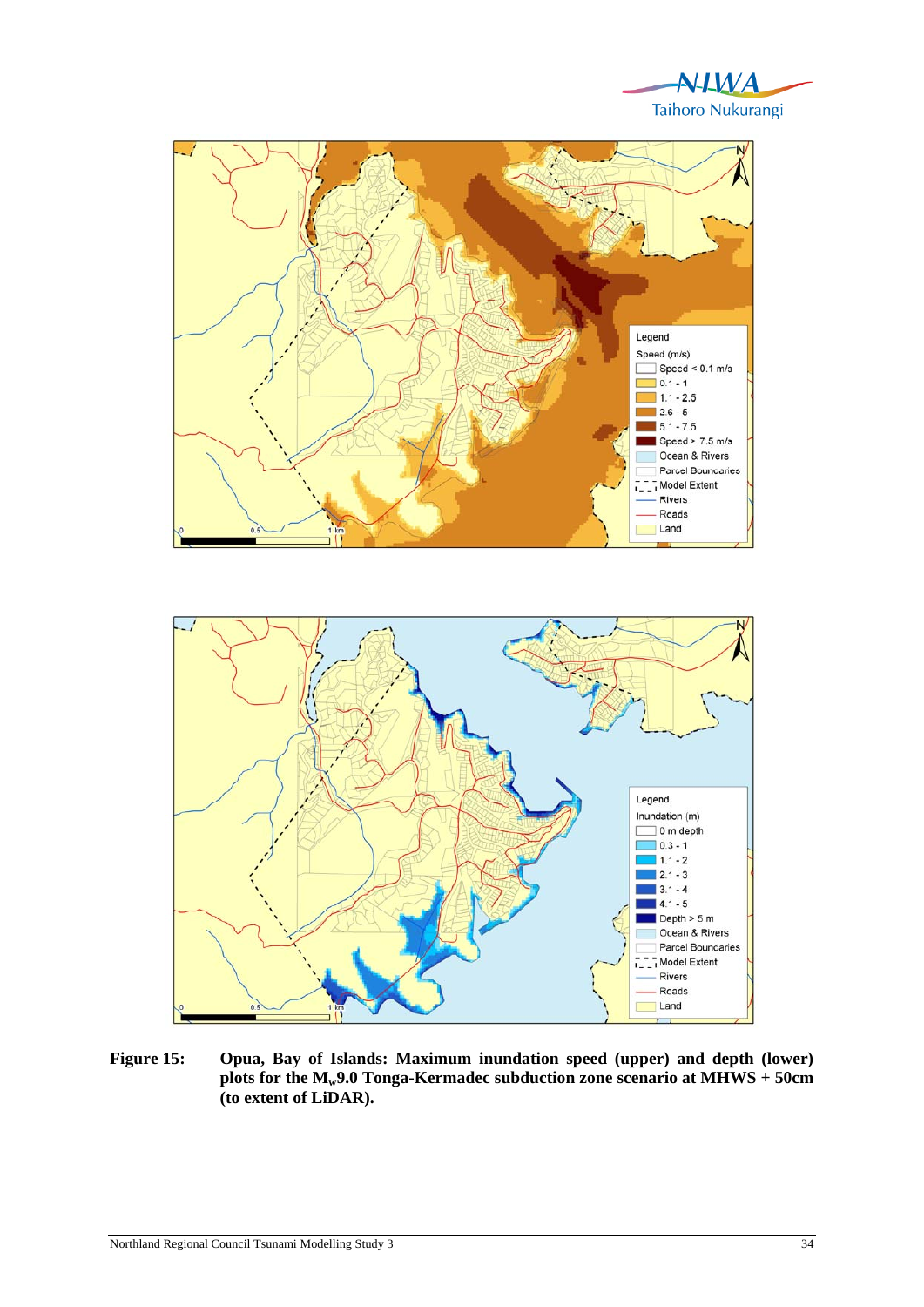Legend

Speed (m/s)

Speed < 0.1 m/s

0.1 - 1

1.1 - 2.5

2.6 - 5

5.1 - 7.5

Speed > 7.5 m/s

Ocean & Rivers

Parcel Boundaries

Model Extent

Rivers

Roads

Land

0 0.5 1 km

Legend

Inundation (m)

0 m depth

0.3 - 1

1.1 - 2

2.1 - 3

3.1 - 4

4.1 - 5

Depth > 5 m

Ocean & Rivers

Parcel Boundaries

Model Extent

Rivers

Roads

Land

0 0.5 1 km

**Figure 15: Opua, Bay of Islands: Maximum inundation speed (upper) and depth (lower) plots for the $M_w$9.0 Tonga-Kermadec subduction zone scenario at MHWS + 50cm (to extent of LiDAR).**